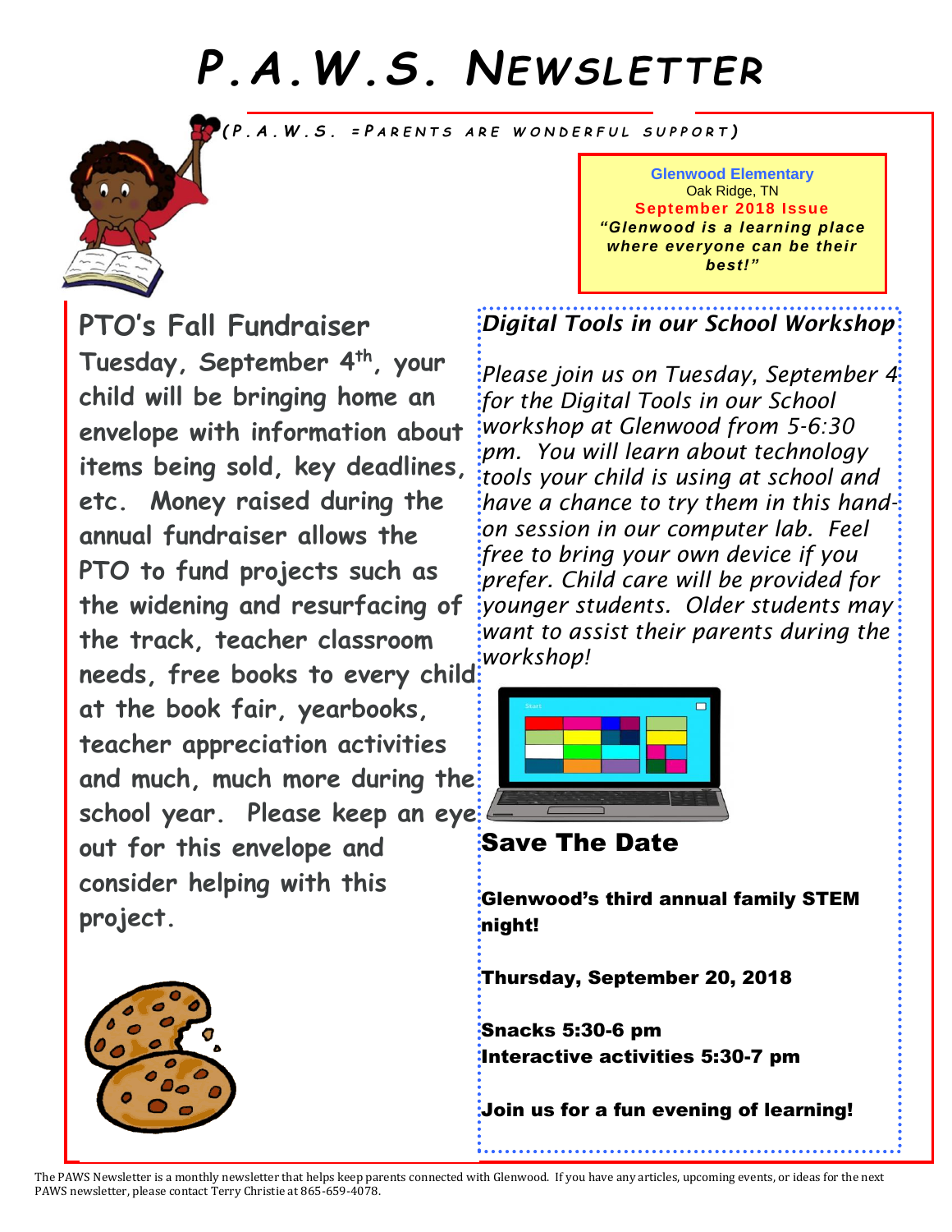# P.A.W.S. Newsletter

*(P.A.W.S. = Parents Are Wonderful Support)*

**Glenwood Elementary**
Oak Ridge, TN
**September 2018 Issue**
***"Glenwood is a learning place where everyone can be their best!"***

## PTO's Fall Fundraiser

**Tuesday, September 4th, your child will be bringing home an envelope with information about items being sold, key deadlines, etc. Money raised during the annual fundraiser allows the PTO to fund projects such as the widening and resurfacing of the track, teacher classroom needs, free books to every child at the book fair, yearbooks, teacher appreciation activities and much, much more during the school year. Please keep an eye out for this envelope and consider helping with this project.**

## *Digital Tools in our School Workshop*

*Please join us on Tuesday, September 4 for the Digital Tools in our School workshop at Glenwood from 5-6:30 pm. You will learn about technology tools your child is using at school and have a chance to try them in this hand-on session in our computer lab. Feel free to bring your own device if you prefer. Child care will be provided for younger students. Older students may want to assist their parents during the workshop!*

## Save The Date

**Glenwood's third annual family STEM night!**

**Thursday, September 20, 2018**

**Snacks 5:30-6 pm**
**Interactive activities 5:30-7 pm**

**Join us for a fun evening of learning!**

The PAWS Newsletter is a monthly newsletter that helps keep parents connected with Glenwood. If you have any articles, upcoming events, or ideas for the next PAWS newsletter, please contact Terry Christie at 865-659-4078.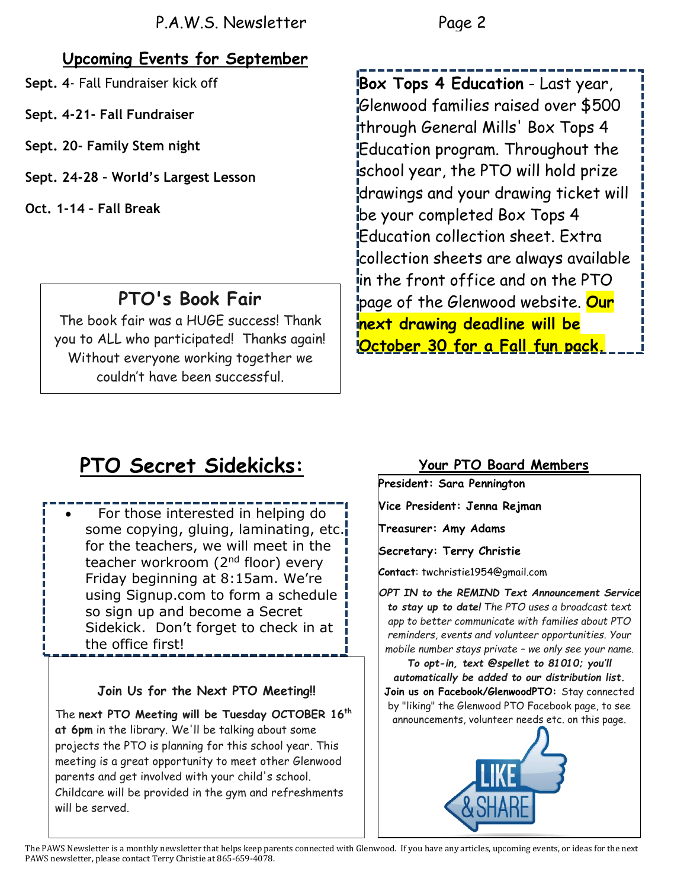## Upcoming Events for September

**Sept. 4**- Fall Fundraiser kick off

**Sept. 4-21- Fall Fundraiser**

**Sept. 20- Family Stem night**

**Sept. 24-28 – World's Largest Lesson**

**Oct. 1-14 – Fall Break**

**Box Tops 4 Education** - Last year, Glenwood families raised over $500 through General Mills' Box Tops 4 Education program. Throughout the school year, the PTO will hold prize drawings and your drawing ticket will be your completed Box Tops 4 Education collection sheet. Extra collection sheets are always available in the front office and on the PTO page of the Glenwood website. **Our next drawing deadline will be October 30 for a Fall fun pack.**

## PTO's Book Fair

The book fair was a HUGE success! Thank you to ALL who participated! Thanks again! Without everyone working together we couldn't have been successful.

## PTO Secret Sidekicks:

- For those interested in helping do some copying, gluing, laminating, etc. for the teachers, we will meet in the teacher workroom (2nd floor) every Friday beginning at 8:15am. We're using Signup.com to form a schedule so sign up and become a Secret Sidekick. Don't forget to check in at the office first!

### Join Us for the Next PTO Meeting!!

The **next PTO Meeting will be Tuesday OCTOBER 16th at 6pm** in the library. We'll be talking about some projects the PTO is planning for this school year. This meeting is a great opportunity to meet other Glenwood parents and get involved with your child's school. Childcare will be provided in the gym and refreshments will be served.

## Your PTO Board Members

**President: Sara Pennington**

**Vice President: Jenna Rejman**

**Treasurer: Amy Adams**

**Secretary: Terry Christie**

**Contact**: twchristie1954@gmail.com

***OPT IN to the REMIND Text Announcement Service to stay up to date!*** *The PTO uses a broadcast text app to better communicate with families about PTO reminders, events and volunteer opportunities. Your mobile number stays private – we only see your name.*

***To opt-in, text @spellet to 81010; you'll automatically be added to our distribution list.***

**Join us on Facebook/GlenwoodPTO:** Stay connected by "liking" the Glenwood PTO Facebook page, to see announcements, volunteer needs etc. on this page.

The PAWS Newsletter is a monthly newsletter that helps keep parents connected with Glenwood. If you have any articles, upcoming events, or ideas for the next PAWS newsletter, please contact Terry Christie at 865-659-4078.